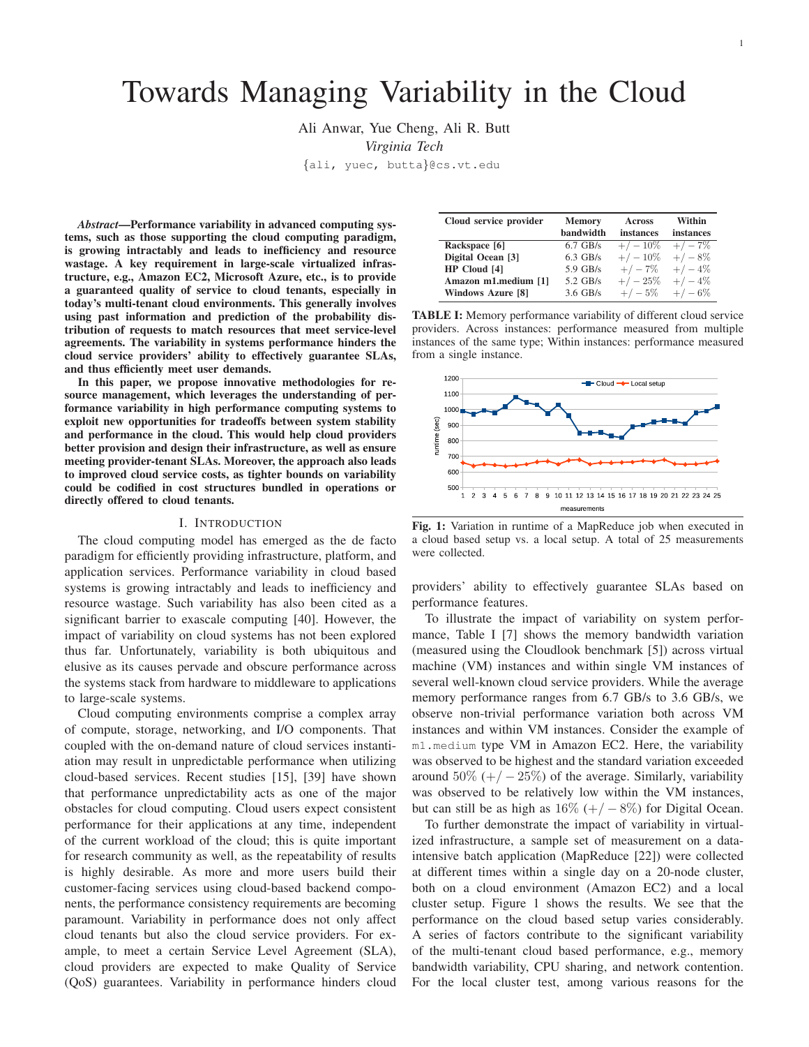# Towards Managing Variability in the Cloud

Ali Anwar, Yue Cheng, Ali R. Butt
*Virginia Tech*
{ali, yuec, butta}@cs.vt.edu

***Abstract*—Performance variability in advanced computing systems, such as those supporting the cloud computing paradigm, is growing intractably and leads to inefficiency and resource wastage. A key requirement in large-scale virtualized infrastructure, e.g., Amazon EC2, Microsoft Azure, etc., is to provide a guaranteed quality of service to cloud tenants, especially in today's multi-tenant cloud environments. This generally involves using past information and prediction of the probability distribution of requests to match resources that meet service-level agreements. The variability in systems performance hinders the cloud service providers' ability to effectively guarantee SLAs, and thus efficiently meet user demands.**

**In this paper, we propose innovative methodologies for resource management, which leverages the understanding of performance variability in high performance computing systems to exploit new opportunities for tradeoffs between system stability and performance in the cloud. This would help cloud providers better provision and design their infrastructure, as well as ensure meeting provider-tenant SLAs. Moreover, the approach also leads to improved cloud service costs, as tighter bounds on variability could be codified in cost structures bundled in operations or directly offered to cloud tenants.**

## I. Introduction

The cloud computing model has emerged as the de facto paradigm for efficiently providing infrastructure, platform, and application services. Performance variability in cloud based systems is growing intractably and leads to inefficiency and resource wastage. Such variability has also been cited as a significant barrier to exascale computing [40]. However, the impact of variability on cloud systems has not been explored thus far. Unfortunately, variability is both ubiquitous and elusive as its causes pervade and obscure performance across the systems stack from hardware to middleware to applications to large-scale systems.

Cloud computing environments comprise a complex array of compute, storage, networking, and I/O components. That coupled with the on-demand nature of cloud services instantiation may result in unpredictable performance when utilizing cloud-based services. Recent studies [15], [39] have shown that performance unpredictability acts as one of the major obstacles for cloud computing. Cloud users expect consistent performance for their applications at any time, independent of the current workload of the cloud; this is quite important for research community as well, as the repeatability of results is highly desirable. As more and more users build their customer-facing services using cloud-based backend components, the performance consistency requirements are becoming paramount. Variability in performance does not only affect cloud tenants but also the cloud service providers. For example, to meet a certain Service Level Agreement (SLA), cloud providers are expected to make Quality of Service (QoS) guarantees. Variability in performance hinders cloud providers' ability to effectively guarantee SLAs based on performance features.

| Cloud service provider | Memory bandwidth | Across instances | Within instances |
|---|---|---|---|
| **Rackspace [6]** | 6.7 GB/s | $+/-10\%$ | $+/-7\%$ |
| **Digital Ocean [3]** | 6.3 GB/s | $+/-10\%$ | $+/-8\%$ |
| **HP Cloud [4]** | 5.9 GB/s | $+/-7\%$ | $+/-4\%$ |
| **Amazon m1.medium [1]** | 5.2 GB/s | $+/-25\%$ | $+/-4\%$ |
| **Windows Azure [8]** | 3.6 GB/s | $+/-5\%$ | $+/-6\%$ |

**TABLE I:** Memory performance variability of different cloud service providers. Across instances: performance measured from multiple instances of the same type; Within instances: performance measured from a single instance.

Cloud
Local setup
runtime (sec)
1200
1100
1000
900
800
700
600
500
1 2 3 4 5 6 7 8 9 10 11 12 13 14 15 16 17 18 19 20 21 22 23 24 25
measurements

**Fig. 1:** Variation in runtime of a MapReduce job when executed in a cloud based setup vs. a local setup. A total of 25 measurements were collected.

To illustrate the impact of variability on system performance, Table I [7] shows the memory bandwidth variation (measured using the Cloudlook benchmark [5]) across virtual machine (VM) instances and within single VM instances of several well-known cloud service providers. While the average memory performance ranges from 6.7 GB/s to 3.6 GB/s, we observe non-trivial performance variation both across VM instances and within VM instances. Consider the example of `m1.medium` type VM in Amazon EC2. Here, the variability was observed to be highest and the standard variation exceeded around $50\%$ ($+/-25\%$) of the average. Similarly, variability was observed to be relatively low within the VM instances, but can still be as high as $16\%$ ($+/-8\%$) for Digital Ocean.

To further demonstrate the impact of variability in virtualized infrastructure, a sample set of measurement on a data-intensive batch application (MapReduce [22]) were collected at different times within a single day on a 20-node cluster, both on a cloud environment (Amazon EC2) and a local cluster setup. Figure 1 shows the results. We see that the performance on the cloud based setup varies considerably. A series of factors contribute to the significant variability of the multi-tenant cloud based performance, e.g., memory bandwidth variability, CPU sharing, and network contention. For the local cluster test, among various reasons for the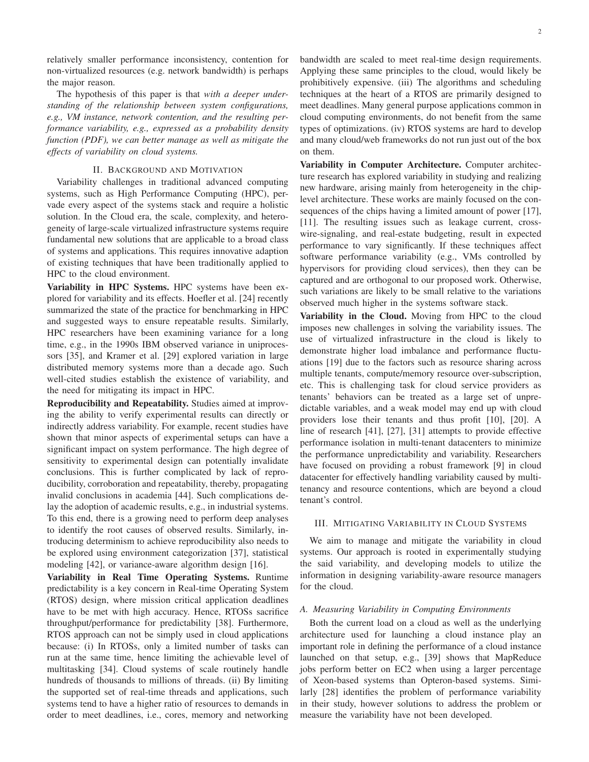relatively smaller performance inconsistency, contention for non-virtualized resources (e.g. network bandwidth) is perhaps the major reason.

The hypothesis of this paper is that *with a deeper understanding of the relationship between system configurations, e.g., VM instance, network contention, and the resulting performance variability, e.g., expressed as a probability density function (PDF), we can better manage as well as mitigate the effects of variability on cloud systems.*

## II. Background and Motivation

Variability challenges in traditional advanced computing systems, such as High Performance Computing (HPC), pervade every aspect of the systems stack and require a holistic solution. In the Cloud era, the scale, complexity, and heterogeneity of large-scale virtualized infrastructure systems require fundamental new solutions that are applicable to a broad class of systems and applications. This requires innovative adaption of existing techniques that have been traditionally applied to HPC to the cloud environment.

**Variability in HPC Systems.** HPC systems have been explored for variability and its effects. Hoefler et al. [24] recently summarized the state of the practice for benchmarking in HPC and suggested ways to ensure repeatable results. Similarly, HPC researchers have been examining variance for a long time, e.g., in the 1990s IBM observed variance in uniprocessors [35], and Kramer et al. [29] explored variation in large distributed memory systems more than a decade ago. Such well-cited studies establish the existence of variability, and the need for mitigating its impact in HPC.

**Reproducibility and Repeatability.** Studies aimed at improving the ability to verify experimental results can directly or indirectly address variability. For example, recent studies have shown that minor aspects of experimental setups can have a significant impact on system performance. The high degree of sensitivity to experimental design can potentially invalidate conclusions. This is further complicated by lack of reproducibility, corroboration and repeatability, thereby, propagating invalid conclusions in academia [44]. Such complications delay the adoption of academic results, e.g., in industrial systems. To this end, there is a growing need to perform deep analyses to identify the root causes of observed results. Similarly, introducing determinism to achieve reproducibility also needs to be explored using environment categorization [37], statistical modeling [42], or variance-aware algorithm design [16].

**Variability in Real Time Operating Systems.** Runtime predictability is a key concern in Real-time Operating System (RTOS) design, where mission critical application deadlines have to be met with high accuracy. Hence, RTOSs sacrifice throughput/performance for predictability [38]. Furthermore, RTOS approach can not be simply used in cloud applications because: (i) In RTOSs, only a limited number of tasks can run at the same time, hence limiting the achievable level of multitasking [34]. Cloud systems of scale routinely handle hundreds of thousands to millions of threads. (ii) By limiting the supported set of real-time threads and applications, such systems tend to have a higher ratio of resources to demands in order to meet deadlines, i.e., cores, memory and networking bandwidth are scaled to meet real-time design requirements. Applying these same principles to the cloud, would likely be prohibitively expensive. (iii) The algorithms and scheduling techniques at the heart of a RTOS are primarily designed to meet deadlines. Many general purpose applications common in cloud computing environments, do not benefit from the same types of optimizations. (iv) RTOS systems are hard to develop and many cloud/web frameworks do not run just out of the box on them.

**Variability in Computer Architecture.** Computer architecture research has explored variability in studying and realizing new hardware, arising mainly from heterogeneity in the chip-level architecture. These works are mainly focused on the consequences of the chips having a limited amount of power [17], [11]. The resulting issues such as leakage current, cross-wire-signaling, and real-estate budgeting, result in expected performance to vary significantly. If these techniques affect software performance variability (e.g., VMs controlled by hypervisors for providing cloud services), then they can be captured and are orthogonal to our proposed work. Otherwise, such variations are likely to be small relative to the variations observed much higher in the systems software stack.

**Variability in the Cloud.** Moving from HPC to the cloud imposes new challenges in solving the variability issues. The use of virtualized infrastructure in the cloud is likely to demonstrate higher load imbalance and performance fluctuations [19] due to the factors such as resource sharing across multiple tenants, compute/memory resource over-subscription, etc. This is challenging task for cloud service providers as tenants' behaviors can be treated as a large set of unpredictable variables, and a weak model may end up with cloud providers lose their tenants and thus profit [10], [20]. A line of research [41], [27], [31] attempts to provide effective performance isolation in multi-tenant datacenters to minimize the performance unpredictability and variability. Researchers have focused on providing a robust framework [9] in cloud datacenter for effectively handling variability caused by multi-tenancy and resource contentions, which are beyond a cloud tenant's control.

## III. Mitigating Variability in Cloud Systems

We aim to manage and mitigate the variability in cloud systems. Our approach is rooted in experimentally studying the said variability, and developing models to utilize the information in designing variability-aware resource managers for the cloud.

### A. Measuring Variability in Computing Environments

Both the current load on a cloud as well as the underlying architecture used for launching a cloud instance play an important role in defining the performance of a cloud instance launched on that setup, e.g., [39] shows that MapReduce jobs perform better on EC2 when using a larger percentage of Xeon-based systems than Opteron-based systems. Similarly [28] identifies the problem of performance variability in their study, however solutions to address the problem or measure the variability have not been developed.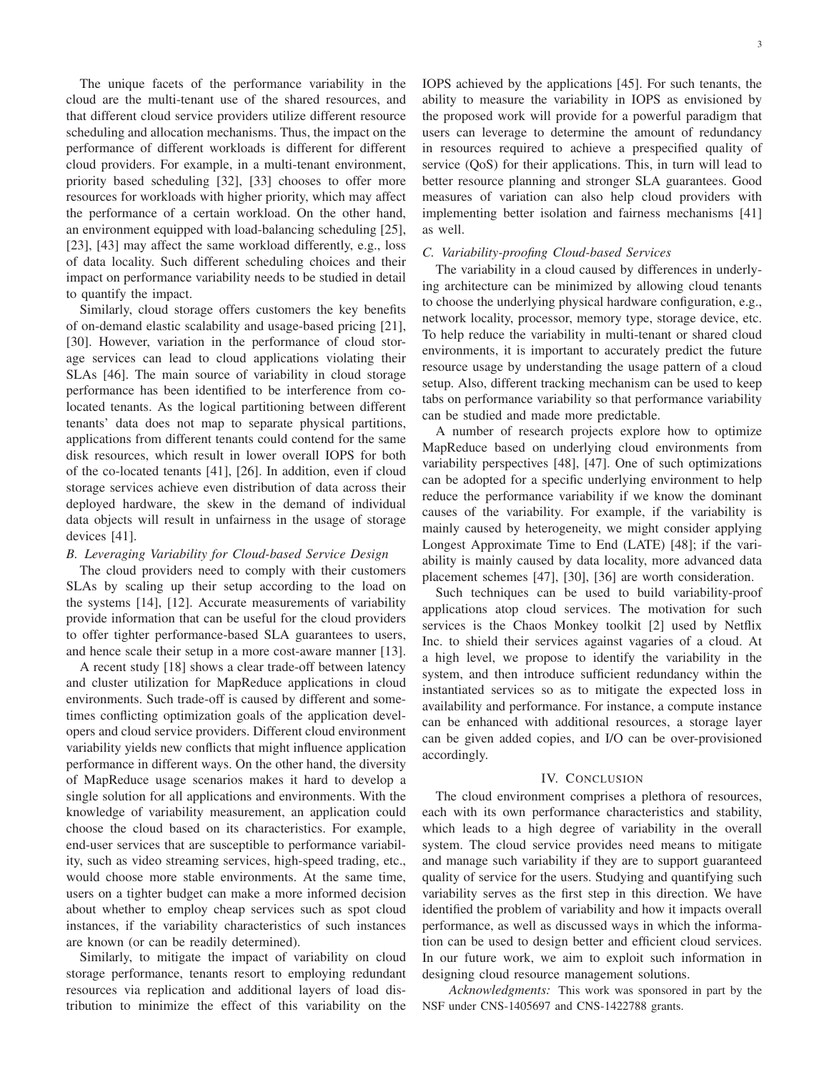The unique facets of the performance variability in the cloud are the multi-tenant use of the shared resources, and that different cloud service providers utilize different resource scheduling and allocation mechanisms. Thus, the impact on the performance of different workloads is different for different cloud providers. For example, in a multi-tenant environment, priority based scheduling [32], [33] chooses to offer more resources for workloads with higher priority, which may affect the performance of a certain workload. On the other hand, an environment equipped with load-balancing scheduling [25], [23], [43] may affect the same workload differently, e.g., loss of data locality. Such different scheduling choices and their impact on performance variability needs to be studied in detail to quantify the impact.

Similarly, cloud storage offers customers the key benefits of on-demand elastic scalability and usage-based pricing [21], [30]. However, variation in the performance of cloud storage services can lead to cloud applications violating their SLAs [46]. The main source of variability in cloud storage performance has been identified to be interference from co-located tenants. As the logical partitioning between different tenants' data does not map to separate physical partitions, applications from different tenants could contend for the same disk resources, which result in lower overall IOPS for both of the co-located tenants [41], [26]. In addition, even if cloud storage services achieve even distribution of data across their deployed hardware, the skew in the demand of individual data objects will result in unfairness in the usage of storage devices [41].

### *B. Leveraging Variability for Cloud-based Service Design*

The cloud providers need to comply with their customers SLAs by scaling up their setup according to the load on the systems [14], [12]. Accurate measurements of variability provide information that can be useful for the cloud providers to offer tighter performance-based SLA guarantees to users, and hence scale their setup in a more cost-aware manner [13].

A recent study [18] shows a clear trade-off between latency and cluster utilization for MapReduce applications in cloud environments. Such trade-off is caused by different and sometimes conflicting optimization goals of the application developers and cloud service providers. Different cloud environment variability yields new conflicts that might influence application performance in different ways. On the other hand, the diversity of MapReduce usage scenarios makes it hard to develop a single solution for all applications and environments. With the knowledge of variability measurement, an application could choose the cloud based on its characteristics. For example, end-user services that are susceptible to performance variability, such as video streaming services, high-speed trading, etc., would choose more stable environments. At the same time, users on a tighter budget can make a more informed decision about whether to employ cheap services such as spot cloud instances, if the variability characteristics of such instances are known (or can be readily determined).

Similarly, to mitigate the impact of variability on cloud storage performance, tenants resort to employing redundant resources via replication and additional layers of load distribution to minimize the effect of this variability on the IOPS achieved by the applications [45]. For such tenants, the ability to measure the variability in IOPS as envisioned by the proposed work will provide for a powerful paradigm that users can leverage to determine the amount of redundancy in resources required to achieve a prespecified quality of service (QoS) for their applications. This, in turn will lead to better resource planning and stronger SLA guarantees. Good measures of variation can also help cloud providers with implementing better isolation and fairness mechanisms [41] as well.

### *C. Variability-proofing Cloud-based Services*

The variability in a cloud caused by differences in underlying architecture can be minimized by allowing cloud tenants to choose the underlying physical hardware configuration, e.g., network locality, processor, memory type, storage device, etc. To help reduce the variability in multi-tenant or shared cloud environments, it is important to accurately predict the future resource usage by understanding the usage pattern of a cloud setup. Also, different tracking mechanism can be used to keep tabs on performance variability so that performance variability can be studied and made more predictable.

A number of research projects explore how to optimize MapReduce based on underlying cloud environments from variability perspectives [48], [47]. One of such optimizations can be adopted for a specific underlying environment to help reduce the performance variability if we know the dominant causes of the variability. For example, if the variability is mainly caused by heterogeneity, we might consider applying Longest Approximate Time to End (LATE) [48]; if the variability is mainly caused by data locality, more advanced data placement schemes [47], [30], [36] are worth consideration.

Such techniques can be used to build variability-proof applications atop cloud services. The motivation for such services is the Chaos Monkey toolkit [2] used by Netflix Inc. to shield their services against vagaries of a cloud. At a high level, we propose to identify the variability in the system, and then introduce sufficient redundancy within the instantiated services so as to mitigate the expected loss in availability and performance. For instance, a compute instance can be enhanced with additional resources, a storage layer can be given added copies, and I/O can be over-provisioned accordingly.

## IV. Conclusion

The cloud environment comprises a plethora of resources, each with its own performance characteristics and stability, which leads to a high degree of variability in the overall system. The cloud service provides need means to mitigate and manage such variability if they are to support guaranteed quality of service for the users. Studying and quantifying such variability serves as the first step in this direction. We have identified the problem of variability and how it impacts overall performance, as well as discussed ways in which the information can be used to design better and efficient cloud services. In our future work, we aim to exploit such information in designing cloud resource management solutions.

*Acknowledgments:* This work was sponsored in part by the NSF under CNS-1405697 and CNS-1422788 grants.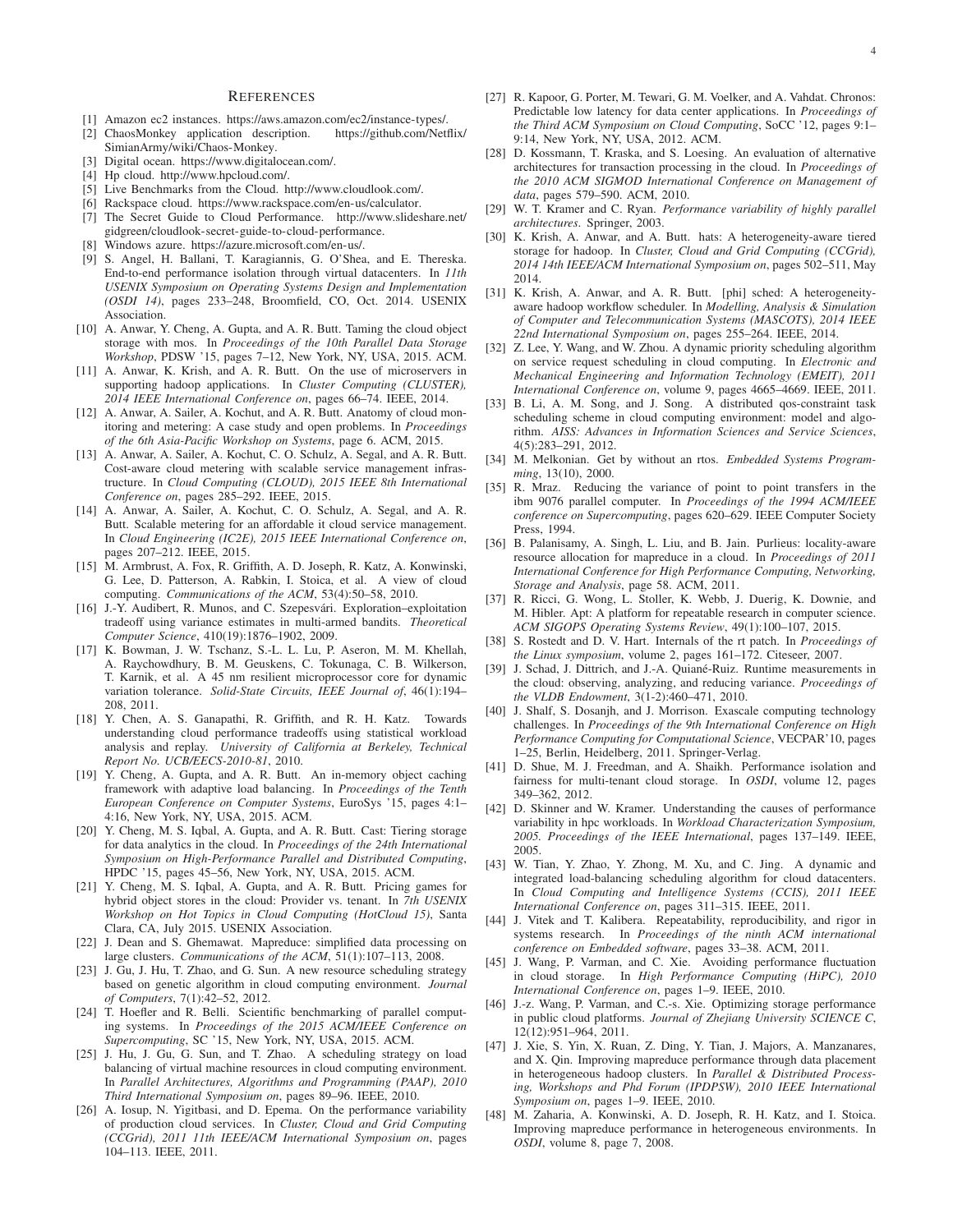## References

[1] Amazon ec2 instances. https://aws.amazon.com/ec2/instance-types/.

[2] ChaosMonkey application description. https://github.com/Netflix/SimianArmy/wiki/Chaos-Monkey.

[3] Digital ocean. https://www.digitalocean.com/.

[4] Hp cloud. http://www.hpcloud.com/.

[5] Live Benchmarks from the Cloud. http://www.cloudlook.com/.

[6] Rackspace cloud. https://www.rackspace.com/en-us/calculator.

[7] The Secret Guide to Cloud Performance. http://www.slideshare.net/gidgreen/cloudlook-secret-guide-to-cloud-performance.

[8] Windows azure. https://azure.microsoft.com/en-us/.

[9] S. Angel, H. Ballani, T. Karagiannis, G. O'Shea, and E. Thereska. End-to-end performance isolation through virtual datacenters. In *11th USENIX Symposium on Operating Systems Design and Implementation (OSDI 14)*, pages 233–248, Broomfield, CO, Oct. 2014. USENIX Association.

[10] A. Anwar, Y. Cheng, A. Gupta, and A. R. Butt. Taming the cloud object storage with mos. In *Proceedings of the 10th Parallel Data Storage Workshop*, PDSW '15, pages 7–12, New York, NY, USA, 2015. ACM.

[11] A. Anwar, K. Krish, and A. R. Butt. On the use of microservers in supporting hadoop applications. In *Cluster Computing (CLUSTER), 2014 IEEE International Conference on*, pages 66–74. IEEE, 2014.

[12] A. Anwar, A. Sailer, A. Kochut, and A. R. Butt. Anatomy of cloud monitoring and metering: A case study and open problems. In *Proceedings of the 6th Asia-Pacific Workshop on Systems*, page 6. ACM, 2015.

[13] A. Anwar, A. Sailer, A. Kochut, C. O. Schulz, A. Segal, and A. R. Butt. Cost-aware cloud metering with scalable service management infrastructure. In *Cloud Computing (CLOUD), 2015 IEEE 8th International Conference on*, pages 285–292. IEEE, 2015.

[14] A. Anwar, A. Sailer, A. Kochut, C. O. Schulz, A. Segal, and A. R. Butt. Scalable metering for an affordable it cloud service management. In *Cloud Engineering (IC2E), 2015 IEEE International Conference on*, pages 207–212. IEEE, 2015.

[15] M. Armbrust, A. Fox, R. Griffith, A. D. Joseph, R. Katz, A. Konwinski, G. Lee, D. Patterson, A. Rabkin, I. Stoica, et al. A view of cloud computing. *Communications of the ACM*, 53(4):50–58, 2010.

[16] J.-Y. Audibert, R. Munos, and C. Szepesvári. Exploration–exploitation tradeoff using variance estimates in multi-armed bandits. *Theoretical Computer Science*, 410(19):1876–1902, 2009.

[17] K. Bowman, J. W. Tschanz, S.-L. L. Lu, P. Aseron, M. M. Khellah, A. Raychowdhury, B. M. Geuskens, C. Tokunaga, C. B. Wilkerson, T. Karnik, et al. A 45 nm resilient microprocessor core for dynamic variation tolerance. *Solid-State Circuits, IEEE Journal of*, 46(1):194–208, 2011.

[18] Y. Chen, A. S. Ganapathi, R. Griffith, and R. H. Katz. Towards understanding cloud performance tradeoffs using statistical workload analysis and replay. *University of California at Berkeley, Technical Report No. UCB/EECS-2010-81*, 2010.

[19] Y. Cheng, A. Gupta, and A. R. Butt. An in-memory object caching framework with adaptive load balancing. In *Proceedings of the Tenth European Conference on Computer Systems*, EuroSys '15, pages 4:1–4:16, New York, NY, USA, 2015. ACM.

[20] Y. Cheng, M. S. Iqbal, A. Gupta, and A. R. Butt. Cast: Tiering storage for data analytics in the cloud. In *Proceedings of the 24th International Symposium on High-Performance Parallel and Distributed Computing*, HPDC '15, pages 45–56, New York, NY, USA, 2015. ACM.

[21] Y. Cheng, M. S. Iqbal, A. Gupta, and A. R. Butt. Pricing games for hybrid object stores in the cloud: Provider vs. tenant. In *7th USENIX Workshop on Hot Topics in Cloud Computing (HotCloud 15)*, Santa Clara, CA, July 2015. USENIX Association.

[22] J. Dean and S. Ghemawat. Mapreduce: simplified data processing on large clusters. *Communications of the ACM*, 51(1):107–113, 2008.

[23] J. Gu, J. Hu, T. Zhao, and G. Sun. A new resource scheduling strategy based on genetic algorithm in cloud computing environment. *Journal of Computers*, 7(1):42–52, 2012.

[24] T. Hoefler and R. Belli. Scientific benchmarking of parallel computing systems. In *Proceedings of the 2015 ACM/IEEE Conference on Supercomputing*, SC '15, New York, NY, USA, 2015. ACM.

[25] J. Hu, J. Gu, G. Sun, and T. Zhao. A scheduling strategy on load balancing of virtual machine resources in cloud computing environment. In *Parallel Architectures, Algorithms and Programming (PAAP), 2010 Third International Symposium on*, pages 89–96. IEEE, 2010.

[26] A. Iosup, N. Yigitbasi, and D. Epema. On the performance variability of production cloud services. In *Cluster, Cloud and Grid Computing (CCGrid), 2011 11th IEEE/ACM International Symposium on*, pages 104–113. IEEE, 2011.

[27] R. Kapoor, G. Porter, M. Tewari, G. M. Voelker, and A. Vahdat. Chronos: Predictable low latency for data center applications. In *Proceedings of the Third ACM Symposium on Cloud Computing*, SoCC '12, pages 9:1–9:14, New York, NY, USA, 2012. ACM.

[28] D. Kossmann, T. Kraska, and S. Loesing. An evaluation of alternative architectures for transaction processing in the cloud. In *Proceedings of the 2010 ACM SIGMOD International Conference on Management of data*, pages 579–590. ACM, 2010.

[29] W. T. Kramer and C. Ryan. *Performance variability of highly parallel architectures*. Springer, 2003.

[30] K. Krish, A. Anwar, and A. Butt. hats: A heterogeneity-aware tiered storage for hadoop. In *Cluster, Cloud and Grid Computing (CCGrid), 2014 14th IEEE/ACM International Symposium on*, pages 502–511, May 2014.

[31] K. Krish, A. Anwar, and A. R. Butt. [phi] sched: A heterogeneity-aware hadoop workflow scheduler. In *Modelling, Analysis & Simulation of Computer and Telecommunication Systems (MASCOTS), 2014 IEEE 22nd International Symposium on*, pages 255–264. IEEE, 2014.

[32] Z. Lee, Y. Wang, and W. Zhou. A dynamic priority scheduling algorithm on service request scheduling in cloud computing. In *Electronic and Mechanical Engineering and Information Technology (EMEIT), 2011 International Conference on*, volume 9, pages 4665–4669. IEEE, 2011.

[33] B. Li, A. M. Song, and J. Song. A distributed qos-constraint task scheduling scheme in cloud computing environment: model and algorithm. *AISS: Advances in Information Sciences and Service Sciences*, 4(5):283–291, 2012.

[34] M. Melkonian. Get by without an rtos. *Embedded Systems Programming*, 13(10), 2000.

[35] R. Mraz. Reducing the variance of point to point transfers in the ibm 9076 parallel computer. In *Proceedings of the 1994 ACM/IEEE conference on Supercomputing*, pages 620–629. IEEE Computer Society Press, 1994.

[36] B. Palanisamy, A. Singh, L. Liu, and B. Jain. Purlieus: locality-aware resource allocation for mapreduce in a cloud. In *Proceedings of 2011 International Conference for High Performance Computing, Networking, Storage and Analysis*, page 58. ACM, 2011.

[37] R. Ricci, G. Wong, L. Stoller, K. Webb, J. Duerig, K. Downie, and M. Hibler. Apt: A platform for repeatable research in computer science. *ACM SIGOPS Operating Systems Review*, 49(1):100–107, 2015.

[38] S. Rostedt and D. V. Hart. Internals of the rt patch. In *Proceedings of the Linux symposium*, volume 2, pages 161–172. Citeseer, 2007.

[39] J. Schad, J. Dittrich, and J.-A. Quiané-Ruiz. Runtime measurements in the cloud: observing, analyzing, and reducing variance. *Proceedings of the VLDB Endowment*, 3(1-2):460–471, 2010.

[40] J. Shalf, S. Dosanjh, and J. Morrison. Exascale computing technology challenges. In *Proceedings of the 9th International Conference on High Performance Computing for Computational Science*, VECPAR'10, pages 1–25, Berlin, Heidelberg, 2011. Springer-Verlag.

[41] D. Shue, M. J. Freedman, and A. Shaikh. Performance isolation and fairness for multi-tenant cloud storage. In *OSDI*, volume 12, pages 349–362, 2012.

[42] D. Skinner and W. Kramer. Understanding the causes of performance variability in hpc workloads. In *Workload Characterization Symposium, 2005. Proceedings of the IEEE International*, pages 137–149. IEEE, 2005.

[43] W. Tian, Y. Zhao, Y. Zhong, M. Xu, and C. Jing. A dynamic and integrated load-balancing scheduling algorithm for cloud datacenters. In *Cloud Computing and Intelligence Systems (CCIS), 2011 IEEE International Conference on*, pages 311–315. IEEE, 2011.

[44] J. Vitek and T. Kalibera. Repeatability, reproducibility, and rigor in systems research. In *Proceedings of the ninth ACM international conference on Embedded software*, pages 33–38. ACM, 2011.

[45] J. Wang, P. Varman, and C. Xie. Avoiding performance fluctuation in cloud storage. In *High Performance Computing (HiPC), 2010 International Conference on*, pages 1–9. IEEE, 2010.

[46] J.-z. Wang, P. Varman, and C.-s. Xie. Optimizing storage performance in public cloud platforms. *Journal of Zhejiang University SCIENCE C*, 12(12):951–964, 2011.

[47] J. Xie, S. Yin, X. Ruan, Z. Ding, Y. Tian, J. Majors, A. Manzanares, and X. Qin. Improving mapreduce performance through data placement in heterogeneous hadoop clusters. In *Parallel & Distributed Processing, Workshops and Phd Forum (IPDPSW), 2010 IEEE International Symposium on*, pages 1–9. IEEE, 2010.

[48] M. Zaharia, A. Konwinski, A. D. Joseph, R. H. Katz, and I. Stoica. Improving mapreduce performance in heterogeneous environments. In *OSDI*, volume 8, page 7, 2008.